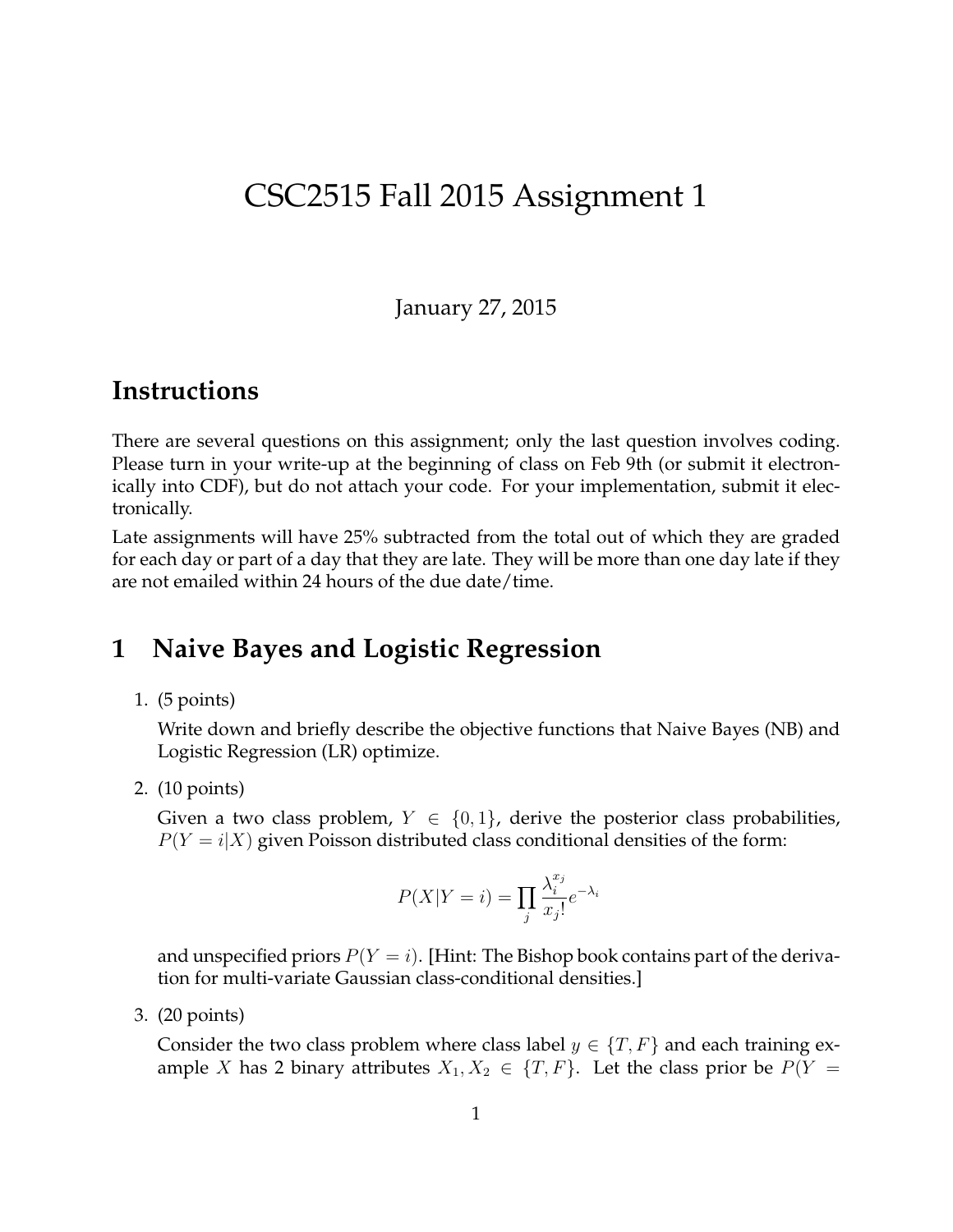# CSC2515 Fall 2015 Assignment 1

January 27, 2015

## Instructions

There are several questions on this assignment; only the last question involves coding. Please turn in your write-up at the beginning of class on Feb 9th (or submit it electronically into CDF), but do not attach your code. For your implementation, submit it electronically.

Late assignments will have 25% subtracted from the total out of which they are graded for each day or part of a day that they are late. They will be more than one day late if they are not emailed within 24 hours of the due date/time.

## 1 Naive Bayes and Logistic Regression

1. (5 points)

   Write down and briefly describe the objective functions that Naive Bayes (NB) and Logistic Regression (LR) optimize.

2. (10 points)

   Given a two class problem, $Y \in \{0, 1\}$, derive the posterior class probabilities, $P(Y = i|X)$ given Poisson distributed class conditional densities of the form:

   $$P(X|Y = i) = \prod_j \frac{\lambda_i^{x_j}}{x_j!} e^{-\lambda_i}$$

   and unspecified priors $P(Y = i)$. [Hint: The Bishop book contains part of the derivation for multi-variate Gaussian class-conditional densities.]

3. (20 points)

   Consider the two class problem where class label $y \in \{T, F\}$ and each training example $X$ has 2 binary attributes $X_1, X_2 \in \{T, F\}$. Let the class prior be $P(Y =$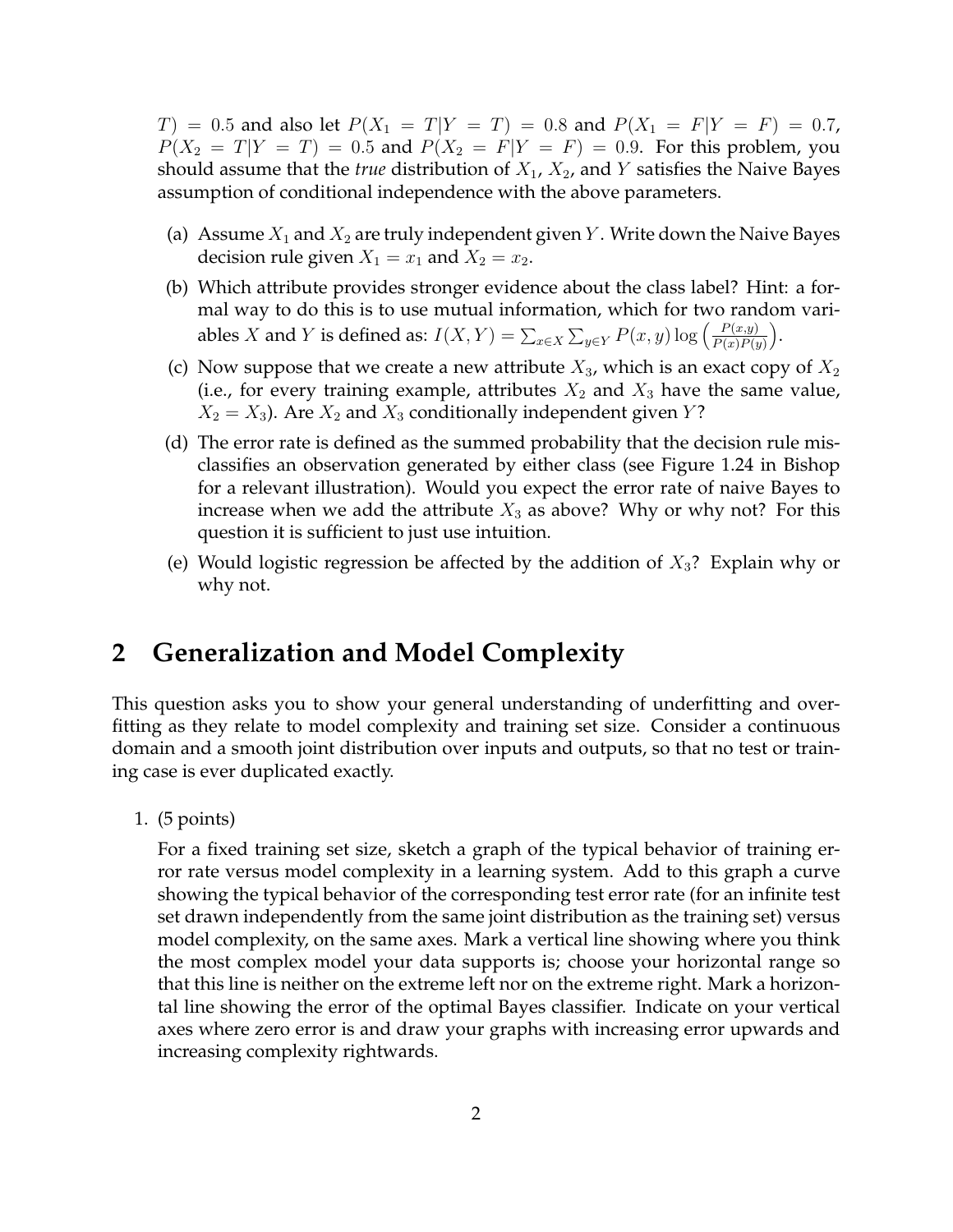$T) = 0.5$ and also let $P(X_1 = T|Y = T) = 0.8$ and $P(X_1 = F|Y = F) = 0.7$, $P(X_2 = T|Y = T) = 0.5$ and $P(X_2 = F|Y = F) = 0.9$. For this problem, you should assume that the *true* distribution of $X_1$, $X_2$, and $Y$ satisfies the Naive Bayes assumption of conditional independence with the above parameters.

(a) Assume $X_1$ and $X_2$ are truly independent given $Y$. Write down the Naive Bayes decision rule given $X_1 = x_1$ and $X_2 = x_2$.

(b) Which attribute provides stronger evidence about the class label? Hint: a formal way to do this is to use mutual information, which for two random variables $X$ and $Y$ is defined as: $I(X, Y) = \sum_{x \in X} \sum_{y \in Y} P(x, y) \log \left( \frac{P(x,y)}{P(x)P(y)} \right)$.

(c) Now suppose that we create a new attribute $X_3$, which is an exact copy of $X_2$ (i.e., for every training example, attributes $X_2$ and $X_3$ have the same value, $X_2 = X_3$). Are $X_2$ and $X_3$ conditionally independent given $Y$?

(d) The error rate is defined as the summed probability that the decision rule misclassifies an observation generated by either class (see Figure 1.24 in Bishop for a relevant illustration). Would you expect the error rate of naive Bayes to increase when we add the attribute $X_3$ as above? Why or why not? For this question it is sufficient to just use intuition.

(e) Would logistic regression be affected by the addition of $X_3$? Explain why or why not.

# 2 Generalization and Model Complexity

This question asks you to show your general understanding of underfitting and overfitting as they relate to model complexity and training set size. Consider a continuous domain and a smooth joint distribution over inputs and outputs, so that no test or training case is ever duplicated exactly.

1. (5 points)

   For a fixed training set size, sketch a graph of the typical behavior of training error rate versus model complexity in a learning system. Add to this graph a curve showing the typical behavior of the corresponding test error rate (for an infinite test set drawn independently from the same joint distribution as the training set) versus model complexity, on the same axes. Mark a vertical line showing where you think the most complex model your data supports is; choose your horizontal range so that this line is neither on the extreme left nor on the extreme right. Mark a horizontal line showing the error of the optimal Bayes classifier. Indicate on your vertical axes where zero error is and draw your graphs with increasing error upwards and increasing complexity rightwards.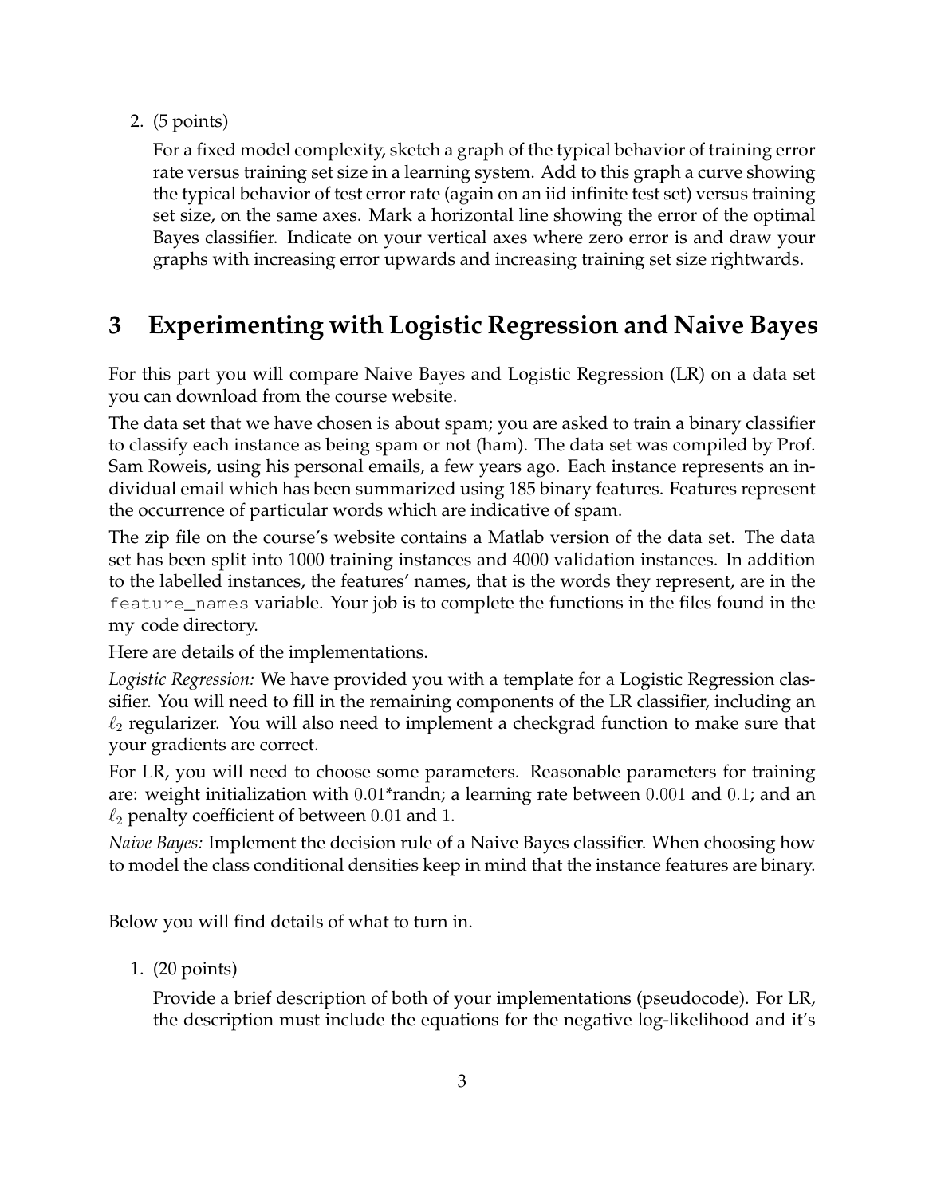2. (5 points)

   For a fixed model complexity, sketch a graph of the typical behavior of training error rate versus training set size in a learning system. Add to this graph a curve showing the typical behavior of test error rate (again on an iid infinite test set) versus training set size, on the same axes. Mark a horizontal line showing the error of the optimal Bayes classifier. Indicate on your vertical axes where zero error is and draw your graphs with increasing error upwards and increasing training set size rightwards.

# 3 Experimenting with Logistic Regression and Naive Bayes

For this part you will compare Naive Bayes and Logistic Regression (LR) on a data set you can download from the course website.

The data set that we have chosen is about spam; you are asked to train a binary classifier to classify each instance as being spam or not (ham). The data set was compiled by Prof. Sam Roweis, using his personal emails, a few years ago. Each instance represents an individual email which has been summarized using 185 binary features. Features represent the occurrence of particular words which are indicative of spam.

The zip file on the course's website contains a Matlab version of the data set. The data set has been split into 1000 training instances and 4000 validation instances. In addition to the labelled instances, the features' names, that is the words they represent, are in the `feature_names` variable. Your job is to complete the functions in the files found in the my_code directory.

Here are details of the implementations.

*Logistic Regression:* We have provided you with a template for a Logistic Regression classifier. You will need to fill in the remaining components of the LR classifier, including an $\ell_2$ regularizer. You will also need to implement a checkgrad function to make sure that your gradients are correct.

For LR, you will need to choose some parameters. Reasonable parameters for training are: weight initialization with 0.01*randn; a learning rate between 0.001 and 0.1; and an $\ell_2$ penalty coefficient of between 0.01 and 1.

*Naive Bayes:* Implement the decision rule of a Naive Bayes classifier. When choosing how to model the class conditional densities keep in mind that the instance features are binary.

Below you will find details of what to turn in.

1. (20 points)

   Provide a brief description of both of your implementations (pseudocode). For LR, the description must include the equations for the negative log-likelihood and it's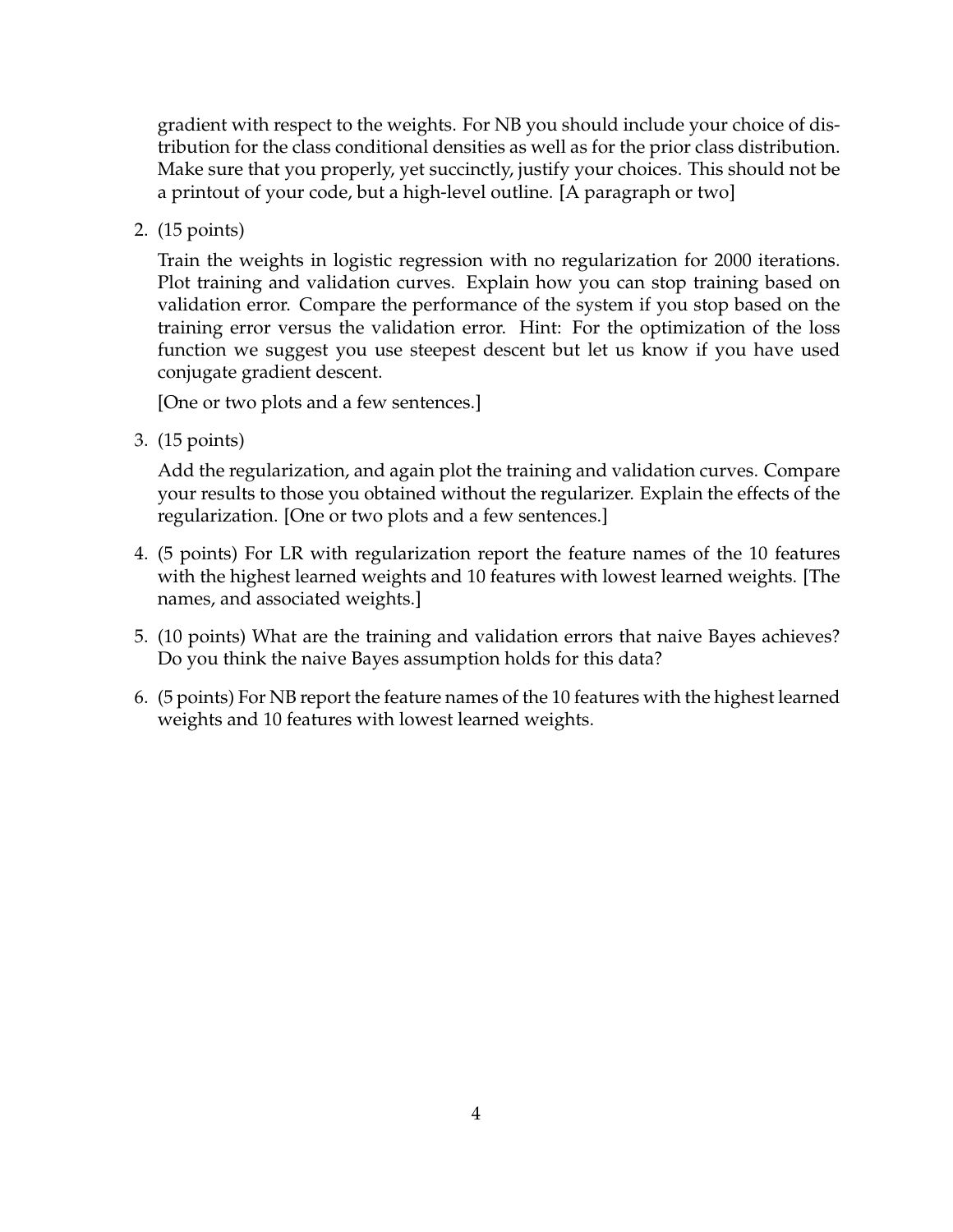gradient with respect to the weights. For NB you should include your choice of distribution for the class conditional densities as well as for the prior class distribution. Make sure that you properly, yet succinctly, justify your choices. This should not be a printout of your code, but a high-level outline. [A paragraph or two]

2. (15 points)

   Train the weights in logistic regression with no regularization for 2000 iterations. Plot training and validation curves. Explain how you can stop training based on validation error. Compare the performance of the system if you stop based on the training error versus the validation error. Hint: For the optimization of the loss function we suggest you use steepest descent but let us know if you have used conjugate gradient descent.

   [One or two plots and a few sentences.]

3. (15 points)

   Add the regularization, and again plot the training and validation curves. Compare your results to those you obtained without the regularizer. Explain the effects of the regularization. [One or two plots and a few sentences.]

4. (5 points) For LR with regularization report the feature names of the 10 features with the highest learned weights and 10 features with lowest learned weights. [The names, and associated weights.]

5. (10 points) What are the training and validation errors that naive Bayes achieves? Do you think the naive Bayes assumption holds for this data?

6. (5 points) For NB report the feature names of the 10 features with the highest learned weights and 10 features with lowest learned weights.